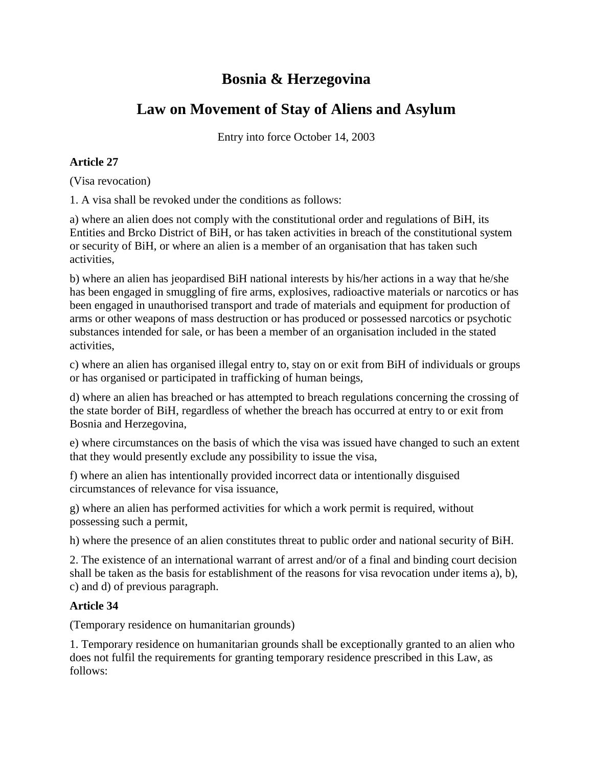# Bosnia & Herzegovina

## Law on Movement of Stay of Aliens and Asylum

Entry into force October 14, 2003

**Article 27**

(Visa revocation)

1. A visa shall be revoked under the conditions as follows:

a) where an alien does not comply with the constitutional order and regulations of BiH, its Entities and Brcko District of BiH, or has taken activities in breach of the constitutional system or security of BiH, or where an alien is a member of an organisation that has taken such activities,

b) where an alien has jeopardised BiH national interests by his/her actions in a way that he/she has been engaged in smuggling of fire arms, explosives, radioactive materials or narcotics or has been engaged in unauthorised transport and trade of materials and equipment for production of arms or other weapons of mass destruction or has produced or possessed narcotics or psychotic substances intended for sale, or has been a member of an organisation included in the stated activities,

c) where an alien has organised illegal entry to, stay on or exit from BiH of individuals or groups or has organised or participated in trafficking of human beings,

d) where an alien has breached or has attempted to breach regulations concerning the crossing of the state border of BiH, regardless of whether the breach has occurred at entry to or exit from Bosnia and Herzegovina,

e) where circumstances on the basis of which the visa was issued have changed to such an extent that they would presently exclude any possibility to issue the visa,

f) where an alien has intentionally provided incorrect data or intentionally disguised circumstances of relevance for visa issuance,

g) where an alien has performed activities for which a work permit is required, without possessing such a permit,

h) where the presence of an alien constitutes threat to public order and national security of BiH.

2. The existence of an international warrant of arrest and/or of a final and binding court decision shall be taken as the basis for establishment of the reasons for visa revocation under items a), b), c) and d) of previous paragraph.

**Article 34**

(Temporary residence on humanitarian grounds)

1. Temporary residence on humanitarian grounds shall be exceptionally granted to an alien who does not fulfil the requirements for granting temporary residence prescribed in this Law, as follows: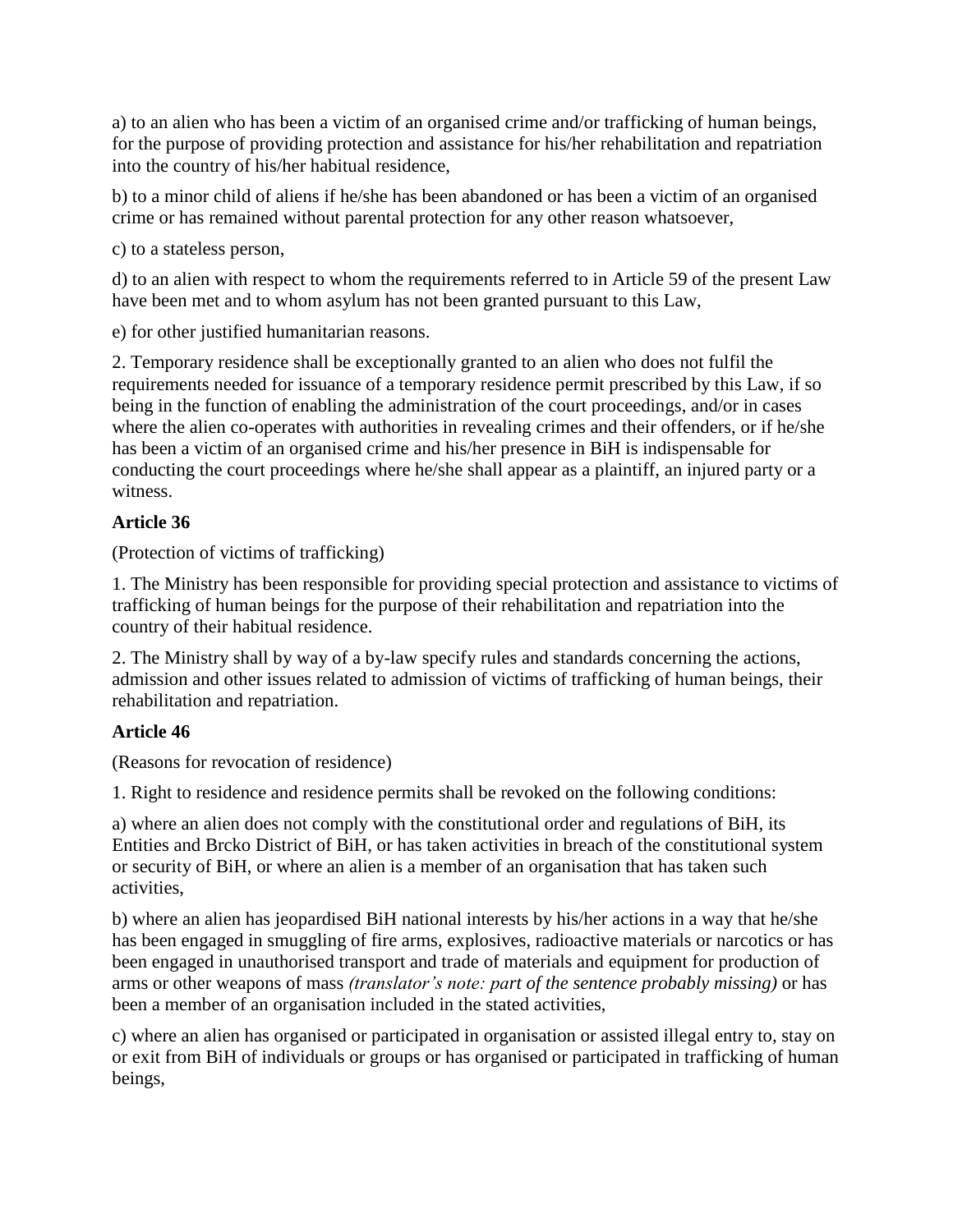a) to an alien who has been a victim of an organised crime and/or trafficking of human beings, for the purpose of providing protection and assistance for his/her rehabilitation and repatriation into the country of his/her habitual residence,

b) to a minor child of aliens if he/she has been abandoned or has been a victim of an organised crime or has remained without parental protection for any other reason whatsoever,

c) to a stateless person,

d) to an alien with respect to whom the requirements referred to in Article 59 of the present Law have been met and to whom asylum has not been granted pursuant to this Law,

e) for other justified humanitarian reasons.

2. Temporary residence shall be exceptionally granted to an alien who does not fulfil the requirements needed for issuance of a temporary residence permit prescribed by this Law, if so being in the function of enabling the administration of the court proceedings, and/or in cases where the alien co-operates with authorities in revealing crimes and their offenders, or if he/she has been a victim of an organised crime and his/her presence in BiH is indispensable for conducting the court proceedings where he/she shall appear as a plaintiff, an injured party or a witness.

**Article 36**

(Protection of victims of trafficking)

1. The Ministry has been responsible for providing special protection and assistance to victims of trafficking of human beings for the purpose of their rehabilitation and repatriation into the country of their habitual residence.

2. The Ministry shall by way of a by-law specify rules and standards concerning the actions, admission and other issues related to admission of victims of trafficking of human beings, their rehabilitation and repatriation.

**Article 46**

(Reasons for revocation of residence)

1. Right to residence and residence permits shall be revoked on the following conditions:

a) where an alien does not comply with the constitutional order and regulations of BiH, its Entities and Brcko District of BiH, or has taken activities in breach of the constitutional system or security of BiH, or where an alien is a member of an organisation that has taken such activities,

b) where an alien has jeopardised BiH national interests by his/her actions in a way that he/she has been engaged in smuggling of fire arms, explosives, radioactive materials or narcotics or has been engaged in unauthorised transport and trade of materials and equipment for production of arms or other weapons of mass *(translator's note: part of the sentence probably missing)* or has been a member of an organisation included in the stated activities,

c) where an alien has organised or participated in organisation or assisted illegal entry to, stay on or exit from BiH of individuals or groups or has organised or participated in trafficking of human beings,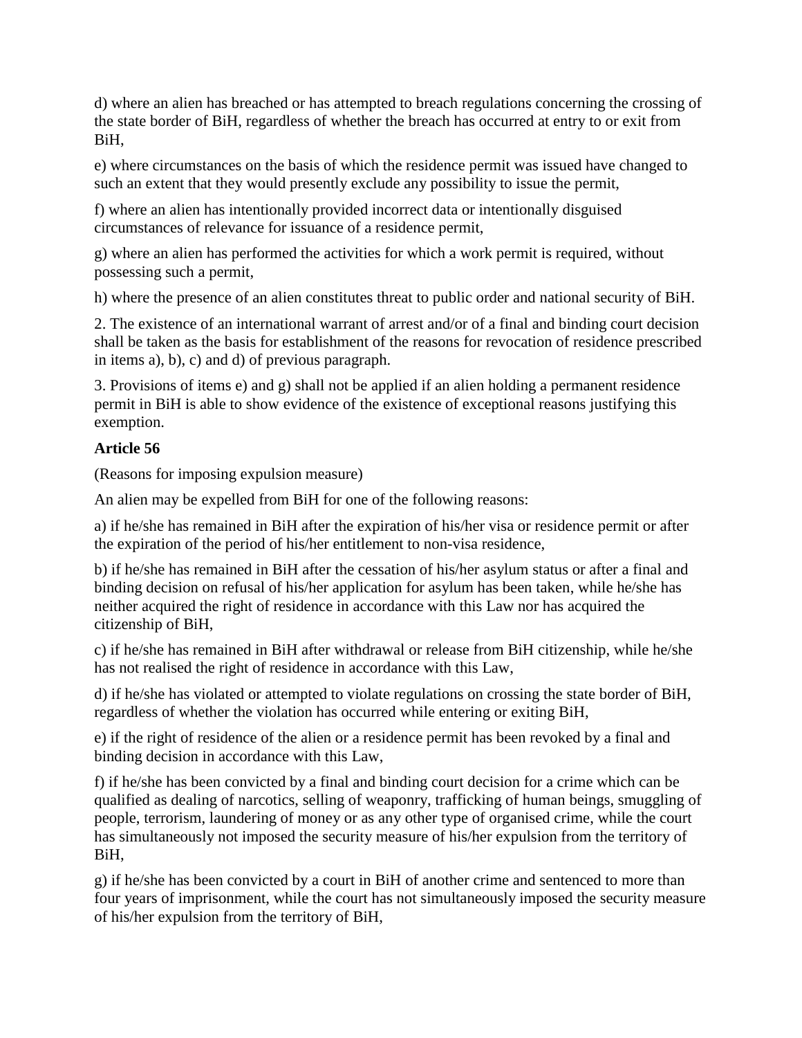d) where an alien has breached or has attempted to breach regulations concerning the crossing of the state border of BiH, regardless of whether the breach has occurred at entry to or exit from BiH,

e) where circumstances on the basis of which the residence permit was issued have changed to such an extent that they would presently exclude any possibility to issue the permit,

f) where an alien has intentionally provided incorrect data or intentionally disguised circumstances of relevance for issuance of a residence permit,

g) where an alien has performed the activities for which a work permit is required, without possessing such a permit,

h) where the presence of an alien constitutes threat to public order and national security of BiH.

2. The existence of an international warrant of arrest and/or of a final and binding court decision shall be taken as the basis for establishment of the reasons for revocation of residence prescribed in items a), b), c) and d) of previous paragraph.

3. Provisions of items e) and g) shall not be applied if an alien holding a permanent residence permit in BiH is able to show evidence of the existence of exceptional reasons justifying this exemption.

**Article 56**

(Reasons for imposing expulsion measure)

An alien may be expelled from BiH for one of the following reasons:

a) if he/she has remained in BiH after the expiration of his/her visa or residence permit or after the expiration of the period of his/her entitlement to non-visa residence,

b) if he/she has remained in BiH after the cessation of his/her asylum status or after a final and binding decision on refusal of his/her application for asylum has been taken, while he/she has neither acquired the right of residence in accordance with this Law nor has acquired the citizenship of BiH,

c) if he/she has remained in BiH after withdrawal or release from BiH citizenship, while he/she has not realised the right of residence in accordance with this Law,

d) if he/she has violated or attempted to violate regulations on crossing the state border of BiH, regardless of whether the violation has occurred while entering or exiting BiH,

e) if the right of residence of the alien or a residence permit has been revoked by a final and binding decision in accordance with this Law,

f) if he/she has been convicted by a final and binding court decision for a crime which can be qualified as dealing of narcotics, selling of weaponry, trafficking of human beings, smuggling of people, terrorism, laundering of money or as any other type of organised crime, while the court has simultaneously not imposed the security measure of his/her expulsion from the territory of BiH,

g) if he/she has been convicted by a court in BiH of another crime and sentenced to more than four years of imprisonment, while the court has not simultaneously imposed the security measure of his/her expulsion from the territory of BiH,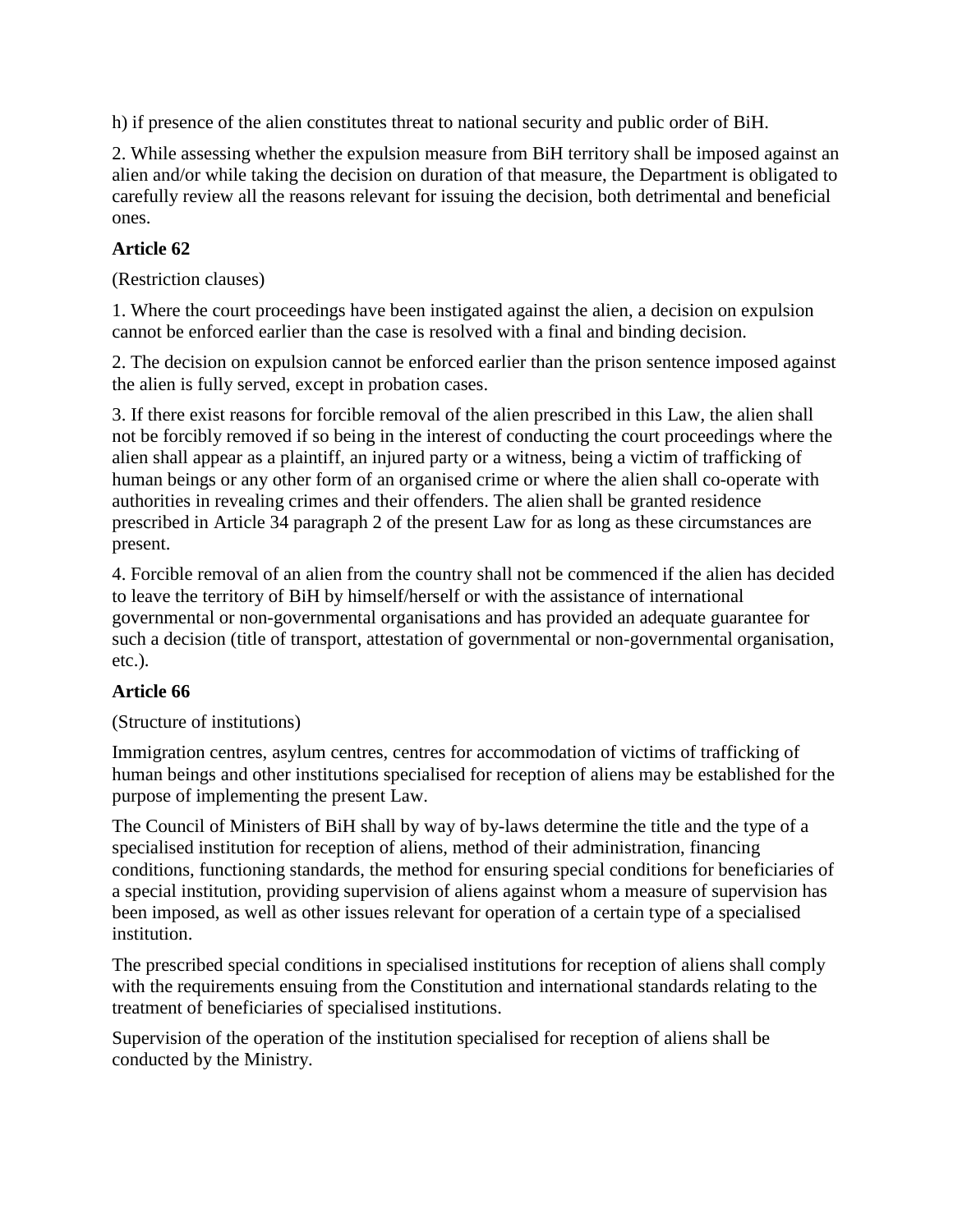h) if presence of the alien constitutes threat to national security and public order of BiH.

2. While assessing whether the expulsion measure from BiH territory shall be imposed against an alien and/or while taking the decision on duration of that measure, the Department is obligated to carefully review all the reasons relevant for issuing the decision, both detrimental and beneficial ones.

**Article 62**

(Restriction clauses)

1. Where the court proceedings have been instigated against the alien, a decision on expulsion cannot be enforced earlier than the case is resolved with a final and binding decision.

2. The decision on expulsion cannot be enforced earlier than the prison sentence imposed against the alien is fully served, except in probation cases.

3. If there exist reasons for forcible removal of the alien prescribed in this Law, the alien shall not be forcibly removed if so being in the interest of conducting the court proceedings where the alien shall appear as a plaintiff, an injured party or a witness, being a victim of trafficking of human beings or any other form of an organised crime or where the alien shall co-operate with authorities in revealing crimes and their offenders. The alien shall be granted residence prescribed in Article 34 paragraph 2 of the present Law for as long as these circumstances are present.

4. Forcible removal of an alien from the country shall not be commenced if the alien has decided to leave the territory of BiH by himself/herself or with the assistance of international governmental or non-governmental organisations and has provided an adequate guarantee for such a decision (title of transport, attestation of governmental or non-governmental organisation, etc.).

**Article 66**

(Structure of institutions)

Immigration centres, asylum centres, centres for accommodation of victims of trafficking of human beings and other institutions specialised for reception of aliens may be established for the purpose of implementing the present Law.

The Council of Ministers of BiH shall by way of by-laws determine the title and the type of a specialised institution for reception of aliens, method of their administration, financing conditions, functioning standards, the method for ensuring special conditions for beneficiaries of a special institution, providing supervision of aliens against whom a measure of supervision has been imposed, as well as other issues relevant for operation of a certain type of a specialised institution.

The prescribed special conditions in specialised institutions for reception of aliens shall comply with the requirements ensuing from the Constitution and international standards relating to the treatment of beneficiaries of specialised institutions.

Supervision of the operation of the institution specialised for reception of aliens shall be conducted by the Ministry.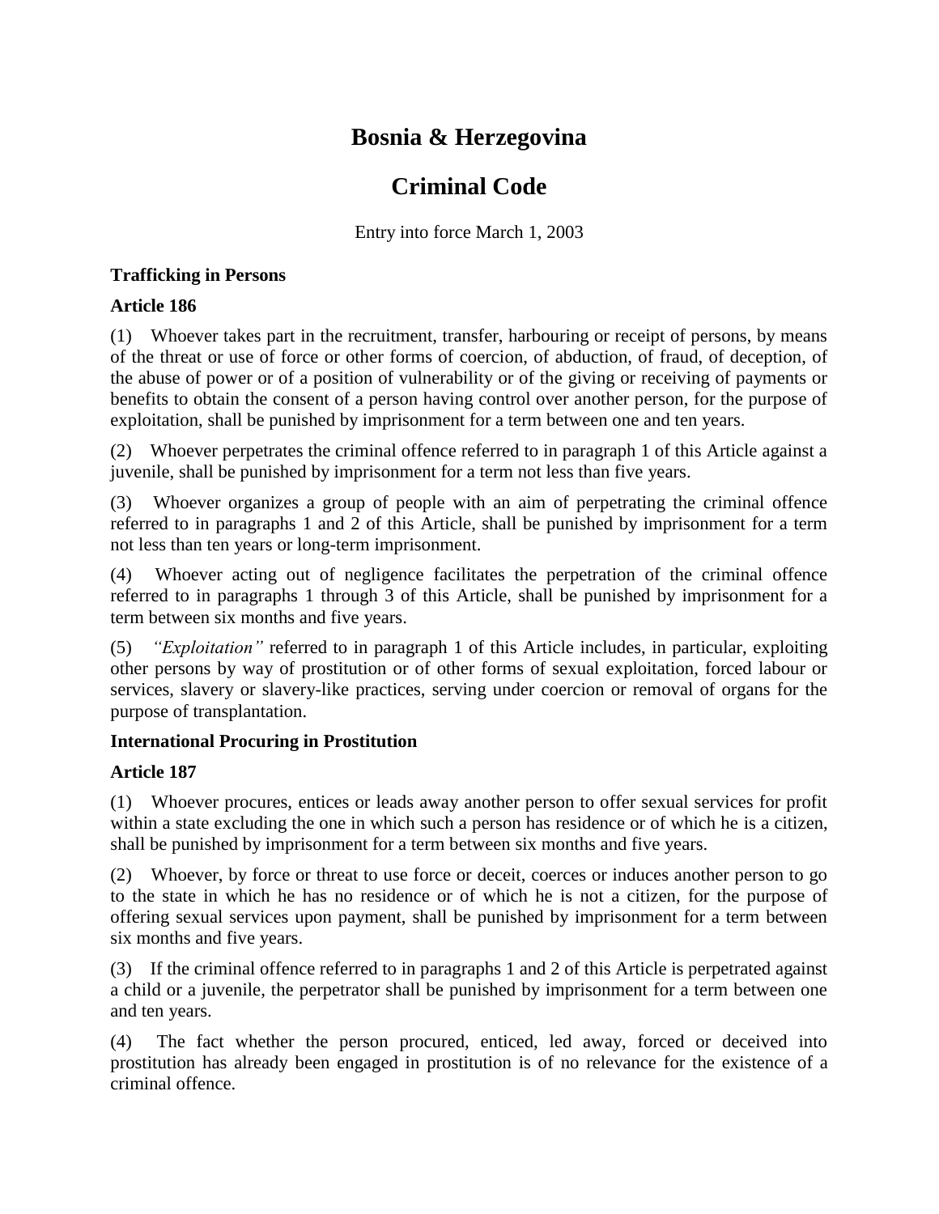# Bosnia & Herzegovina

# Criminal Code

Entry into force March 1, 2003

**Trafficking in Persons**

**Article 186**

(1) Whoever takes part in the recruitment, transfer, harbouring or receipt of persons, by means of the threat or use of force or other forms of coercion, of abduction, of fraud, of deception, of the abuse of power or of a position of vulnerability or of the giving or receiving of payments or benefits to obtain the consent of a person having control over another person, for the purpose of exploitation, shall be punished by imprisonment for a term between one and ten years.

(2) Whoever perpetrates the criminal offence referred to in paragraph 1 of this Article against a juvenile, shall be punished by imprisonment for a term not less than five years.

(3) Whoever organizes a group of people with an aim of perpetrating the criminal offence referred to in paragraphs 1 and 2 of this Article, shall be punished by imprisonment for a term not less than ten years or long-term imprisonment.

(4) Whoever acting out of negligence facilitates the perpetration of the criminal offence referred to in paragraphs 1 through 3 of this Article, shall be punished by imprisonment for a term between six months and five years.

(5) *"Exploitation"* referred to in paragraph 1 of this Article includes, in particular, exploiting other persons by way of prostitution or of other forms of sexual exploitation, forced labour or services, slavery or slavery-like practices, serving under coercion or removal of organs for the purpose of transplantation.

**International Procuring in Prostitution**

**Article 187**

(1) Whoever procures, entices or leads away another person to offer sexual services for profit within a state excluding the one in which such a person has residence or of which he is a citizen, shall be punished by imprisonment for a term between six months and five years.

(2) Whoever, by force or threat to use force or deceit, coerces or induces another person to go to the state in which he has no residence or of which he is not a citizen, for the purpose of offering sexual services upon payment, shall be punished by imprisonment for a term between six months and five years.

(3) If the criminal offence referred to in paragraphs 1 and 2 of this Article is perpetrated against a child or a juvenile, the perpetrator shall be punished by imprisonment for a term between one and ten years.

(4) The fact whether the person procured, enticed, led away, forced or deceived into prostitution has already been engaged in prostitution is of no relevance for the existence of a criminal offence.